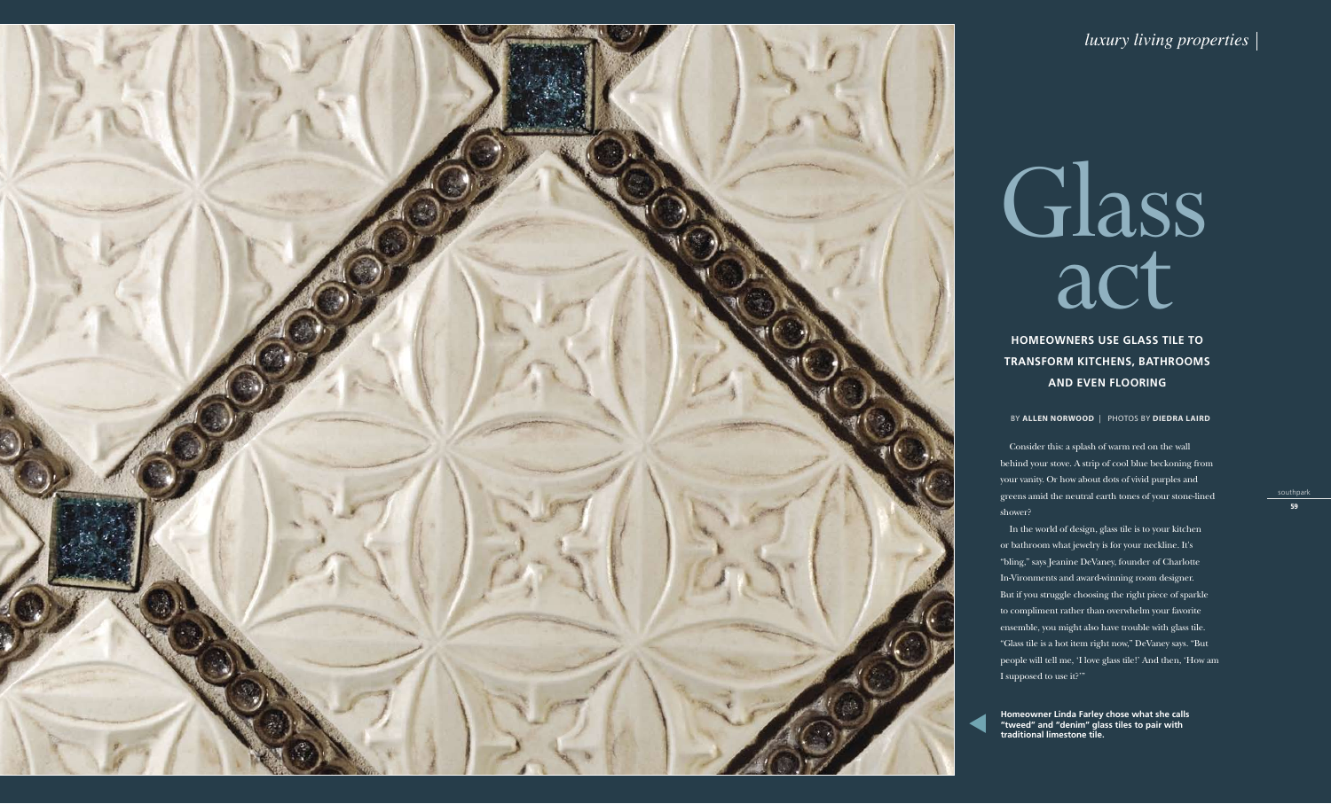# Glass act

**HOMEOWNERS USE GLASS TILE TO TRANSFORM KITCHENS, BATHROOMS AND EVEN FLOORING**

BY **ALLEN NORWOOD** | PHOTOS BY **DIEDRA LAIRD**

Consider this: a splash of warm red on the wall behind your stove. A strip of cool blue beckoning from your vanity. Or how about dots of vivid purples and greens amid the neutral earth tones of your stone-lined shower?

In the world of design, glass tile is to your kitchen or bathroom what jewelry is for your neckline. It's "bling," says Jeanine DeVaney, founder of Charlotte In-Vironments and award-winning room designer. But if you struggle choosing the right piece of sparkle to compliment rather than overwhelm your favorite ensemble, you might also have trouble with glass tile. "Glass tile is a hot item right now," DeVaney says. "But people will tell me, 'I love glass tile!' And then, 'How am I supposed to use it?'"

**Homeowner Linda Farley chose what she calls "tweed" and "denim" glass tiles to pair with traditional limestone tile.**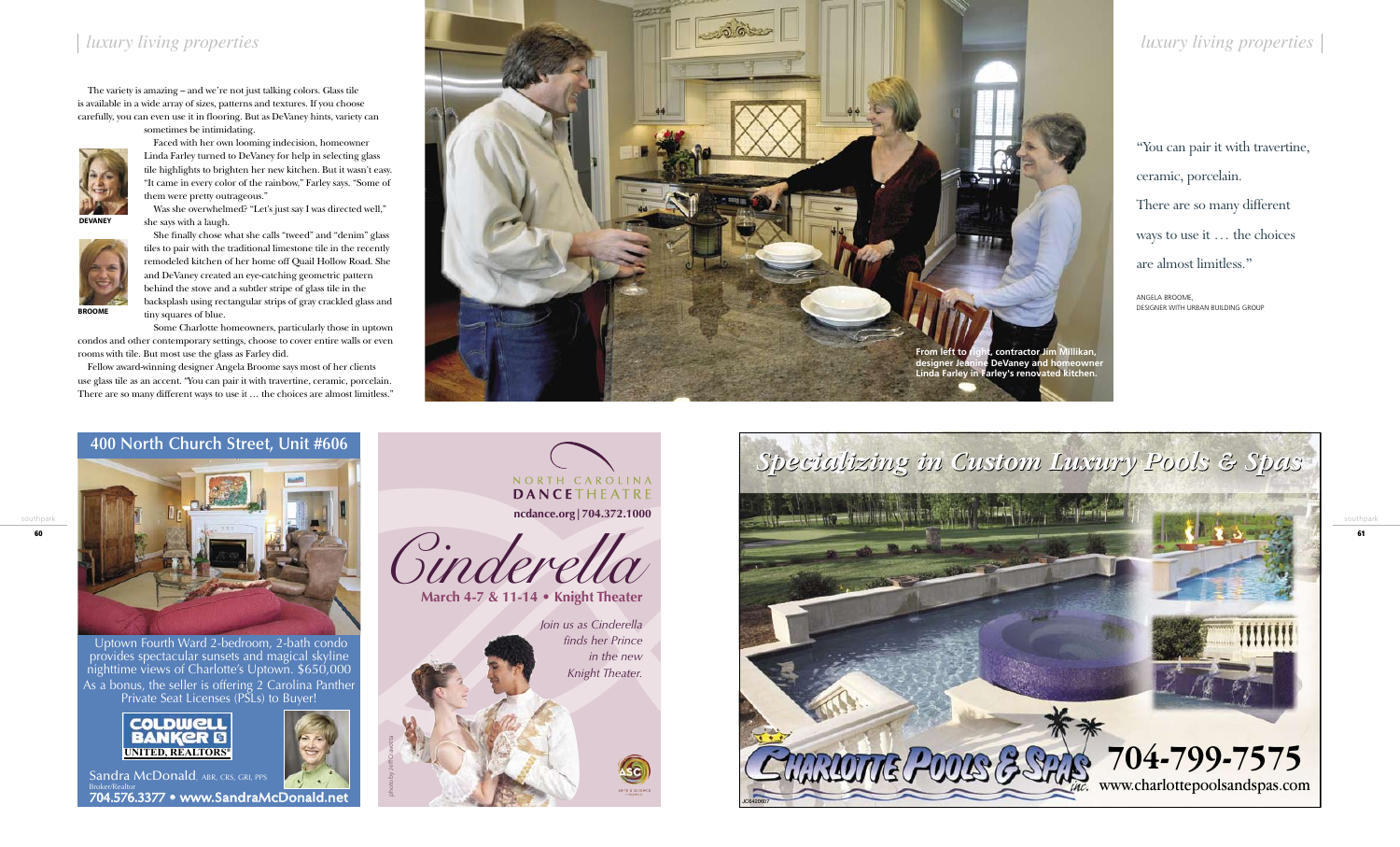The variety is amazing – and we're not just talking colors. Glass tile is available in a wide array of sizes, patterns and textures. If you choose carefully, you can even use it in flooring. But as DeVaney hints, variety can sometimes be intimidating.

**DEVANEY**

**BROOME**

Faced with her own looming indecision, homeowner Linda Farley turned to DeVaney for help in selecting glass tile highlights to brighten her new kitchen. But it wasn't easy. "It came in every color of the rainbow," Farley says. "Some of them were pretty outrageous."

Was she overwhelmed? "Let's just say I was directed well," she says with a laugh.

She finally chose what she calls "tweed" and "denim" glass tiles to pair with the traditional limestone tile in the recently remodeled kitchen of her home off Quail Hollow Road. She and DeVaney created an eye-catching geometric pattern behind the stove and a subtler stripe of glass tile in the backsplash using rectangular strips of gray crackled glass and tiny squares of blue.

Some Charlotte homeowners, particularly those in uptown condos and other contemporary settings, choose to cover entire walls or even rooms with tile. But most use the glass as Farley did.

Fellow award-winning designer Angela Broome says most of her clients use glass tile as an accent. "You can pair it with travertine, ceramic, porcelain. There are so many different ways to use it … the choices are almost limitless."

**From left to right, contractor Jim Millikan, designer Jeanine DeVaney and homeowner Linda Farley in Farley's renovated kitchen.**

"You can pair it with travertine, ceramic, porcelain. There are so many different ways to use it … the choices are almost limitless."

ANGELA BROOME,
DESIGNER WITH URBAN BUILDING GROUP

## 400 North Church Street, Unit #606

Uptown Fourth Ward 2-bedroom, 2-bath condo provides spectacular sunsets and magical skyline nighttime views of Charlotte's Uptown. $650,000
As a bonus, the seller is offering 2 Carolina Panther Private Seat Licenses (PSLs) to Buyer!

COLDWELL BANKER UNITED, REALTORS®

Sandra McDonald, ABR, CRS, GRI, PPS
Broker/Realtor
**704.576.3377 • www.SandraMcDonald.net**

NORTH CAROLINA **DANCE**THEATRE
**ncdance.org | 704.372.1000**

*Cinderella*

**March 4-7 & 11-14 • Knight Theater**

*Join us as Cinderella finds her Prince in the new Knight Theater.*

photo by Jeff Cravotta

## *Specializing in Custom Luxury Pools & Spas*

CHARLOTTE POOLS & SPAS Inc.
**704-799-7575**
www.charlottepoolsandspas.com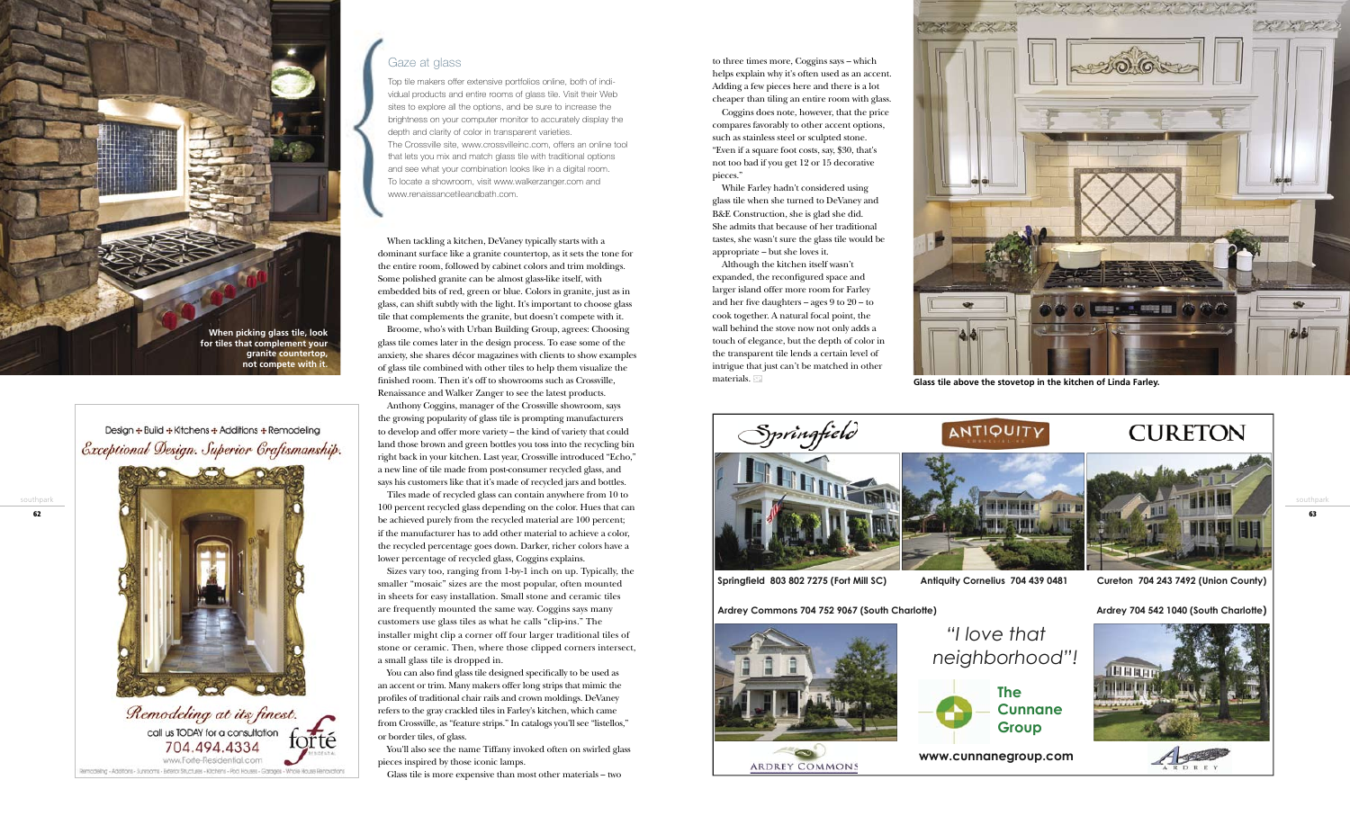When picking glass tile, look for tiles that complement your granite countertop, not compete with it.

## Gaze at glass

Top tile makers offer extensive portfolios online, both of individual products and entire rooms of glass tile. Visit their Web sites to explore all the options, and be sure to increase the brightness on your computer monitor to accurately display the depth and clarity of color in transparent varieties.

The Crossville site, www.crossvilleinc.com, offers an online tool that lets you mix and match glass tile with traditional options and see what your combination looks like in a digital room. To locate a showroom, visit www.walkerzanger.com and www.renaissancetileandbath.com.

When tackling a kitchen, DeVaney typically starts with a dominant surface like a granite countertop, as it sets the tone for the entire room, followed by cabinet colors and trim moldings. Some polished granite can be almost glass-like itself, with embedded bits of red, green or blue. Colors in granite, just as in glass, can shift subtly with the light. It's important to choose glass tile that complements the granite, but doesn't compete with it.

Broome, who's with Urban Building Group, agrees: Choosing glass tile comes later in the design process. To ease some of the anxiety, she shares décor magazines with clients to show examples of glass tile combined with other tiles to help them visualize the finished room. Then it's off to showrooms such as Crossville, Renaissance and Walker Zanger to see the latest products.

Anthony Coggins, manager of the Crossville showroom, says the growing popularity of glass tile is prompting manufacturers to develop and offer more variety – the kind of variety that could land those brown and green bottles you toss into the recycling bin right back in your kitchen. Last year, Crossville introduced "Echo," a new line of tile made from post-consumer recycled glass, and says his customers like that it's made of recycled jars and bottles.

Tiles made of recycled glass can contain anywhere from 10 to 100 percent recycled glass depending on the color. Hues that can be achieved purely from the recycled material are 100 percent; if the manufacturer has to add other material to achieve a color, the recycled percentage goes down. Darker, richer colors have a lower percentage of recycled glass, Coggins explains.

Sizes vary too, ranging from 1-by-1 inch on up. Typically, the smaller "mosaic" sizes are the most popular, often mounted in sheets for easy installation. Small stone and ceramic tiles are frequently mounted the same way. Coggins says many customers use glass tiles as what he calls "clip-ins." The installer might clip a corner off four larger traditional tiles of stone or ceramic. Then, where those clipped corners intersect, a small glass tile is dropped in.

You can also find glass tile designed specifically to be used as an accent or trim. Many makers offer long strips that mimic the profiles of traditional chair rails and crown moldings. DeVaney refers to the gray crackled tiles in Farley's kitchen, which came from Crossville, as "feature strips." In catalogs you'll see "listellos," or border tiles, of glass.

You'll also see the name Tiffany invoked often on swirled glass pieces inspired by those iconic lamps.

Glass tile is more expensive than most other materials – two to three times more, Coggins says – which helps explain why it's often used as an accent. Adding a few pieces here and there is a lot cheaper than tiling an entire room with glass.

Coggins does note, however, that the price compares favorably to other accent options, such as stainless steel or sculpted stone. "Even if a square foot costs, say, $30, that's not too bad if you get 12 or 15 decorative pieces."

While Farley hadn't considered using glass tile when she turned to DeVaney and B&E Construction, she is glad she did. She admits that because of her traditional tastes, she wasn't sure the glass tile would be appropriate – but she loves it.

Although the kitchen itself wasn't expanded, the reconfigured space and larger island offer more room for Farley and her five daughters – ages 9 to 20 – to cook together. A natural focal point, the wall behind the stove now not only adds a touch of elegance, but the depth of color in the transparent tile lends a certain level of intrigue that just can't be matched in other materials.

Glass tile above the stovetop in the kitchen of Linda Farley.

Design + Build + Kitchens + Additions + Remodeling

*Exceptional Design. Superior Craftsmanship.*

*Remodeling at its finest.*

call us TODAY for a consultation

704.494.4334

www.Forte-Residential.com

forté

Remodeling - Additions - Sunrooms - Exterior Structures - Kitchens - Pool Houses - Garages - Whole House Renovations

Springfield | ANTIQUITY | CURETON

**Springfield 803 802 7275 (Fort Mill SC)**

**Antiquity Cornelius 704 439 0481**

**Cureton 704 243 7492 (Union County)**

**Ardrey Commons 704 752 9067 (South Charlotte)**

**Ardrey 704 542 1040 (South Charlotte)**

*"I love that neighborhood"!*

**The Cunnane Group**

**www.cunnanegroup.com**

ARDREY COMMONS

ARDREY